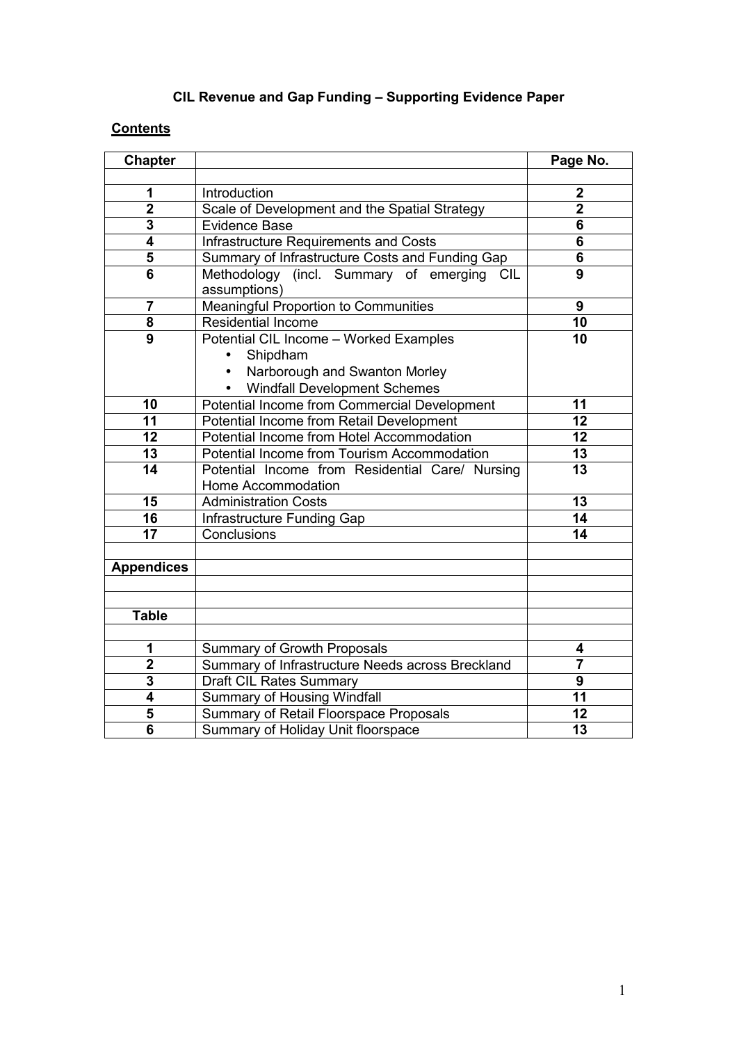**CIL Revenue and Gap Funding – Supporting Evidence Paper**

**Contents**

| Chapter | | Page No. |
|---|---|---|
| | | |
| 1 | Introduction | 2 |
| 2 | Scale of Development and the Spatial Strategy | 2 |
| 3 | Evidence Base | 6 |
| 4 | Infrastructure Requirements and Costs | 6 |
| 5 | Summary of Infrastructure Costs and Funding Gap | 6 |
| 6 | Methodology (incl. Summary of emerging CIL assumptions) | 9 |
| 7 | Meaningful Proportion to Communities | 9 |
| 8 | Residential Income | 10 |
| 9 | Potential CIL Income – Worked Examples<br>• Shipdham<br>• Narborough and Swanton Morley<br>• Windfall Development Schemes | 10 |
| 10 | Potential Income from Commercial Development | 11 |
| 11 | Potential Income from Retail Development | 12 |
| 12 | Potential Income from Hotel Accommodation | 12 |
| 13 | Potential Income from Tourism Accommodation | 13 |
| 14 | Potential Income from Residential Care/ Nursing Home Accommodation | 13 |
| 15 | Administration Costs | 13 |
| 16 | Infrastructure Funding Gap | 14 |
| 17 | Conclusions | 14 |
| | | |
| **Appendices** | | |
| | | |
| | | |
| **Table** | | |
| | | |
| 1 | Summary of Growth Proposals | 4 |
| 2 | Summary of Infrastructure Needs across Breckland | 7 |
| 3 | Draft CIL Rates Summary | 9 |
| 4 | Summary of Housing Windfall | 11 |
| 5 | Summary of Retail Floorspace Proposals | 12 |
| 6 | Summary of Holiday Unit floorspace | 13 |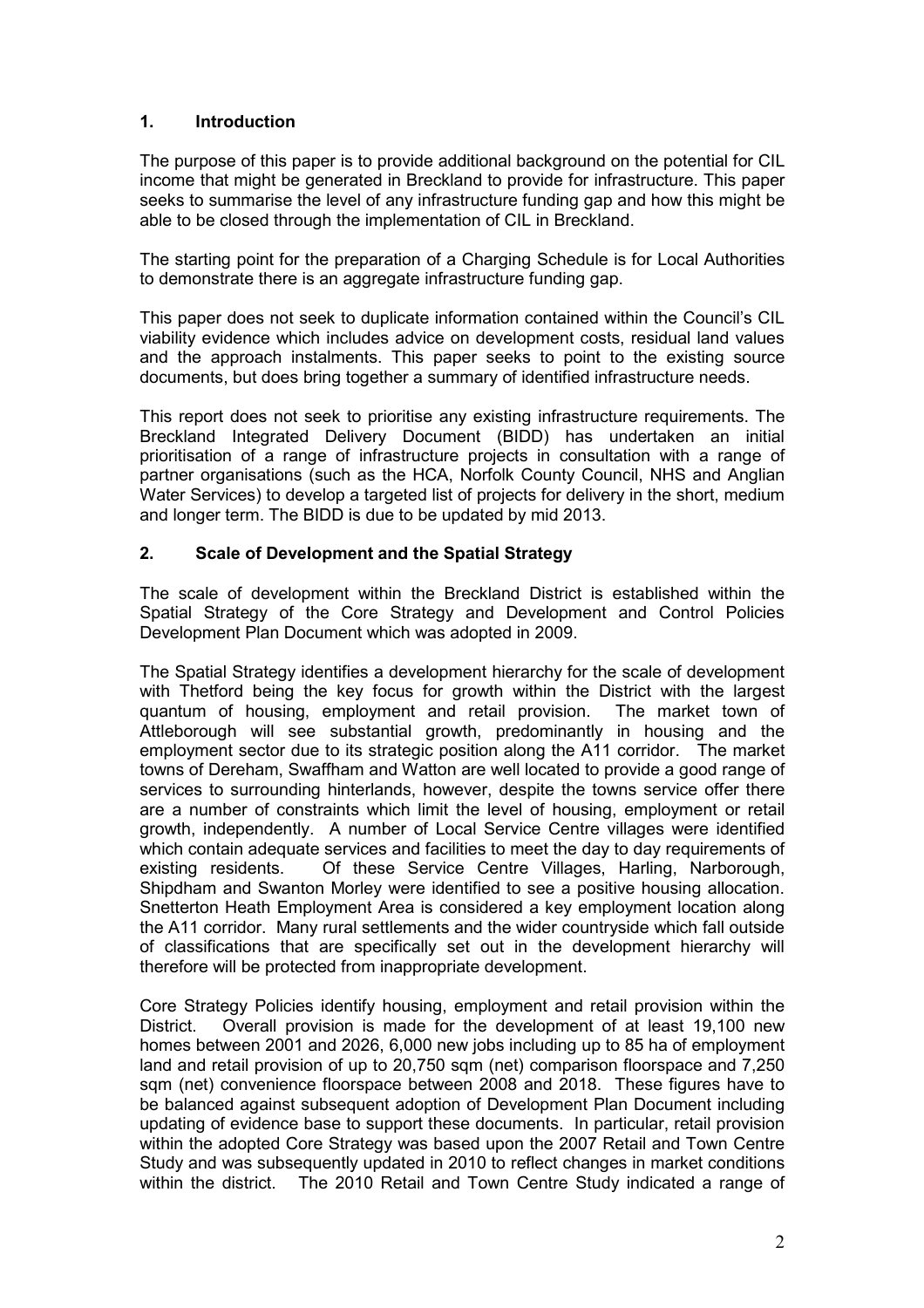## 1. Introduction

The purpose of this paper is to provide additional background on the potential for CIL income that might be generated in Breckland to provide for infrastructure. This paper seeks to summarise the level of any infrastructure funding gap and how this might be able to be closed through the implementation of CIL in Breckland.

The starting point for the preparation of a Charging Schedule is for Local Authorities to demonstrate there is an aggregate infrastructure funding gap.

This paper does not seek to duplicate information contained within the Council's CIL viability evidence which includes advice on development costs, residual land values and the approach instalments. This paper seeks to point to the existing source documents, but does bring together a summary of identified infrastructure needs.

This report does not seek to prioritise any existing infrastructure requirements. The Breckland Integrated Delivery Document (BIDD) has undertaken an initial prioritisation of a range of infrastructure projects in consultation with a range of partner organisations (such as the HCA, Norfolk County Council, NHS and Anglian Water Services) to develop a targeted list of projects for delivery in the short, medium and longer term. The BIDD is due to be updated by mid 2013.

## 2. Scale of Development and the Spatial Strategy

The scale of development within the Breckland District is established within the Spatial Strategy of the Core Strategy and Development and Control Policies Development Plan Document which was adopted in 2009.

The Spatial Strategy identifies a development hierarchy for the scale of development with Thetford being the key focus for growth within the District with the largest quantum of housing, employment and retail provision. The market town of Attleborough will see substantial growth, predominantly in housing and the employment sector due to its strategic position along the A11 corridor. The market towns of Dereham, Swaffham and Watton are well located to provide a good range of services to surrounding hinterlands, however, despite the towns service offer there are a number of constraints which limit the level of housing, employment or retail growth, independently. A number of Local Service Centre villages were identified which contain adequate services and facilities to meet the day to day requirements of existing residents. Of these Service Centre Villages, Harling, Narborough, Shipdham and Swanton Morley were identified to see a positive housing allocation. Snetterton Heath Employment Area is considered a key employment location along the A11 corridor. Many rural settlements and the wider countryside which fall outside of classifications that are specifically set out in the development hierarchy will therefore will be protected from inappropriate development.

Core Strategy Policies identify housing, employment and retail provision within the District. Overall provision is made for the development of at least 19,100 new homes between 2001 and 2026, 6,000 new jobs including up to 85 ha of employment land and retail provision of up to 20,750 sqm (net) comparison floorspace and 7,250 sqm (net) convenience floorspace between 2008 and 2018. These figures have to be balanced against subsequent adoption of Development Plan Document including updating of evidence base to support these documents. In particular, retail provision within the adopted Core Strategy was based upon the 2007 Retail and Town Centre Study and was subsequently updated in 2010 to reflect changes in market conditions within the district. The 2010 Retail and Town Centre Study indicated a range of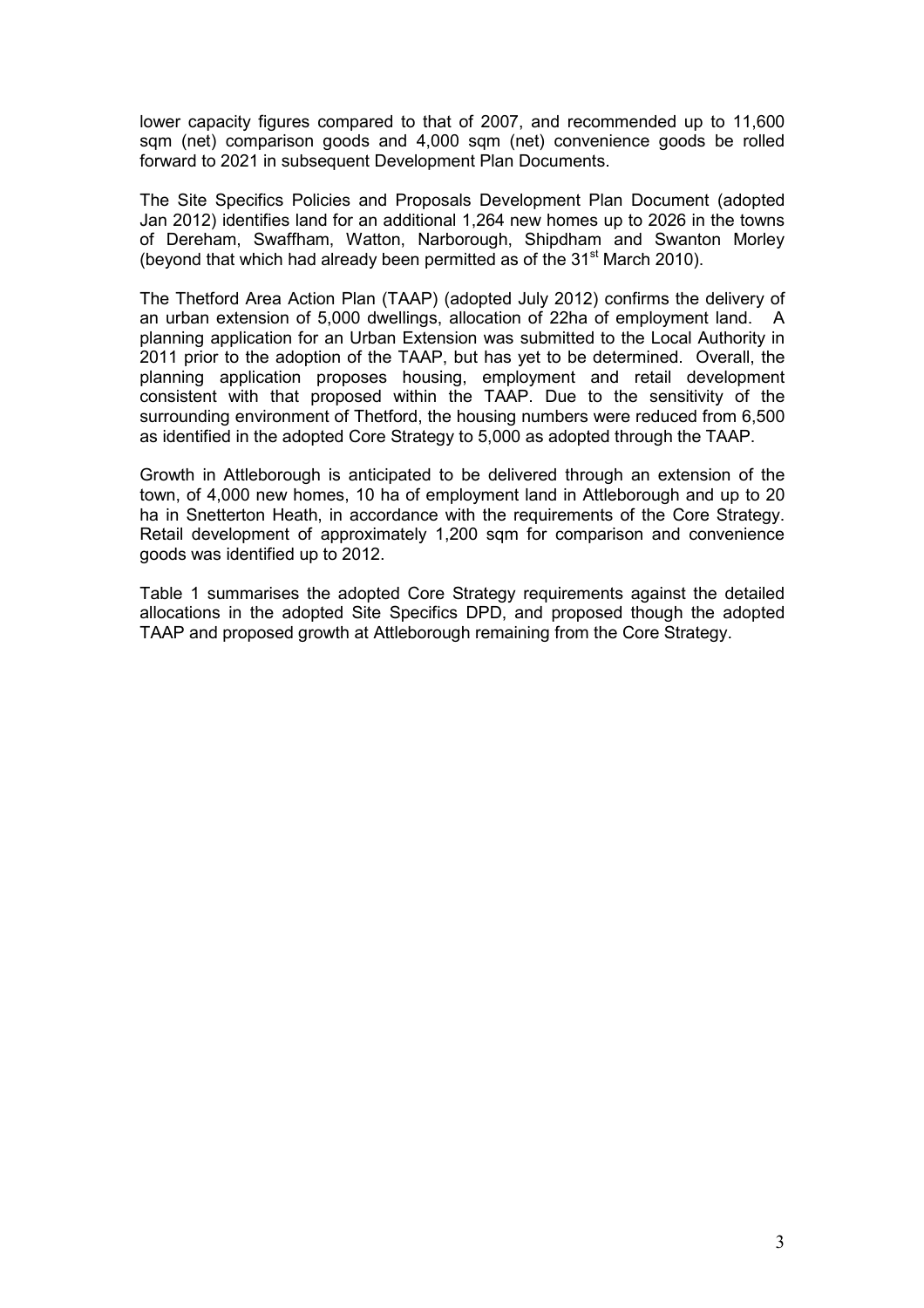lower capacity figures compared to that of 2007, and recommended up to 11,600 sqm (net) comparison goods and 4,000 sqm (net) convenience goods be rolled forward to 2021 in subsequent Development Plan Documents.

The Site Specifics Policies and Proposals Development Plan Document (adopted Jan 2012) identifies land for an additional 1,264 new homes up to 2026 in the towns of Dereham, Swaffham, Watton, Narborough, Shipdham and Swanton Morley (beyond that which had already been permitted as of the 31st March 2010).

The Thetford Area Action Plan (TAAP) (adopted July 2012) confirms the delivery of an urban extension of 5,000 dwellings, allocation of 22ha of employment land. A planning application for an Urban Extension was submitted to the Local Authority in 2011 prior to the adoption of the TAAP, but has yet to be determined. Overall, the planning application proposes housing, employment and retail development consistent with that proposed within the TAAP. Due to the sensitivity of the surrounding environment of Thetford, the housing numbers were reduced from 6,500 as identified in the adopted Core Strategy to 5,000 as adopted through the TAAP.

Growth in Attleborough is anticipated to be delivered through an extension of the town, of 4,000 new homes, 10 ha of employment land in Attleborough and up to 20 ha in Snetterton Heath, in accordance with the requirements of the Core Strategy. Retail development of approximately 1,200 sqm for comparison and convenience goods was identified up to 2012.

Table 1 summarises the adopted Core Strategy requirements against the detailed allocations in the adopted Site Specifics DPD, and proposed though the adopted TAAP and proposed growth at Attleborough remaining from the Core Strategy.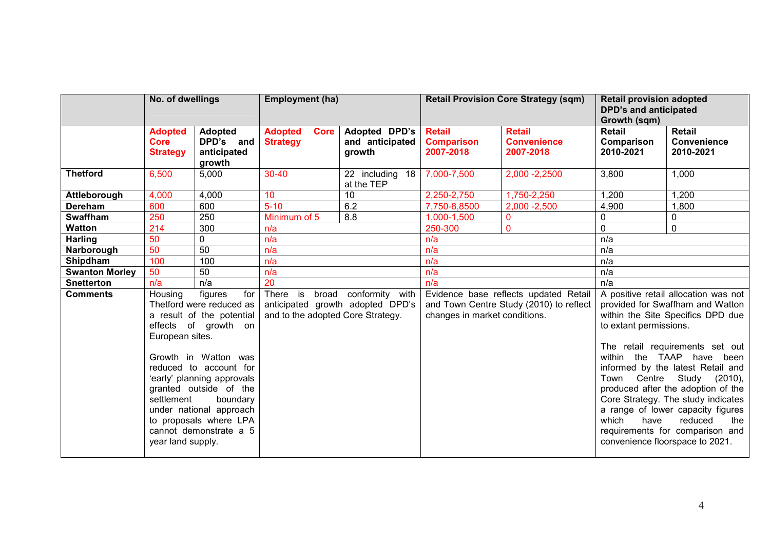| | **No. of dwellings** | | **Employment (ha)** | | **Retail Provision Core Strategy (sqm)** | | **Retail provision adopted DPD's and anticipated Growth (sqm)** | |
|---|---|---|---|---|---|---|---|---|
| | **Adopted Core Strategy** | **Adopted DPD's and anticipated growth** | **Adopted Core Strategy** | **Adopted DPD's and anticipated growth** | **Retail Comparison 2007-2018** | **Retail Convenience 2007-2018** | **Retail Comparison 2010-2021** | **Retail Convenience 2010-2021** |
| **Thetford** | 6,500 | 5,000 | 30-40 | 22 including 18 at the TEP | 7,000-7,500 | 2,000 -2,2500 | 3,800 | 1,000 |
| **Attleborough** | 4,000 | 4,000 | 10 | 10 | 2,250-2,750 | 1,750-2,250 | 1,200 | 1,200 |
| **Dereham** | 600 | 600 | 5-10 | 6.2 | 7,750-8,8500 | 2,000 -2,500 | 4,900 | 1,800 |
| **Swaffham** | 250 | 250 | Minimum of 5 | 8.8 | 1,000-1,500 | 0 | 0 | 0 |
| **Watton** | 214 | 300 | n/a | | 250-300 | 0 | 0 | 0 |
| **Harling** | 50 | 0 | n/a | | n/a | | n/a | |
| **Narborough** | 50 | 50 | n/a | | n/a | | n/a | |
| **Shipdham** | 100 | 100 | n/a | | n/a | | n/a | |
| **Swanton Morley** | 50 | 50 | n/a | | n/a | | n/a | |
| **Snetterton** | n/a | n/a | 20 | | n/a | | n/a | |
| **Comments** | Housing figures for Thetford were reduced as a result of the potential effects of growth on European sites.<br><br>Growth in Watton was reduced to account for 'early' planning approvals granted outside of the settlement boundary under national approach to proposals where LPA cannot demonstrate a 5 year land supply. | | There is broad conformity with anticipated growth adopted DPD's and to the adopted Core Strategy. | | Evidence base reflects updated Retail and Town Centre Study (2010) to reflect changes in market conditions. | | A positive retail allocation was not provided for Swaffham and Watton within the Site Specifics DPD due to extant permissions.<br><br>The retail requirements set out within the TAAP have been informed by the latest Retail and Town Centre Study (2010), produced after the adoption of the Core Strategy. The study indicates a range of lower capacity figures which have reduced the requirements for comparison and convenience floorspace to 2021. | |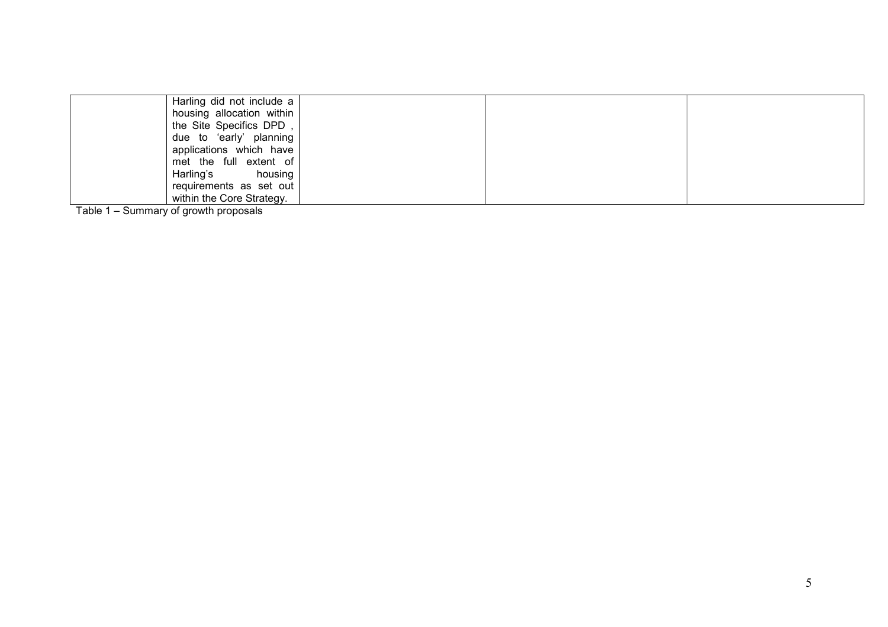| | | | | |
|---|---|---|---|---|
| | Harling did not include a housing allocation within the Site Specifics DPD , due to 'early' planning applications which have met the full extent of Harling's housing requirements as set out within the Core Strategy. | | | |

Table 1 – Summary of growth proposals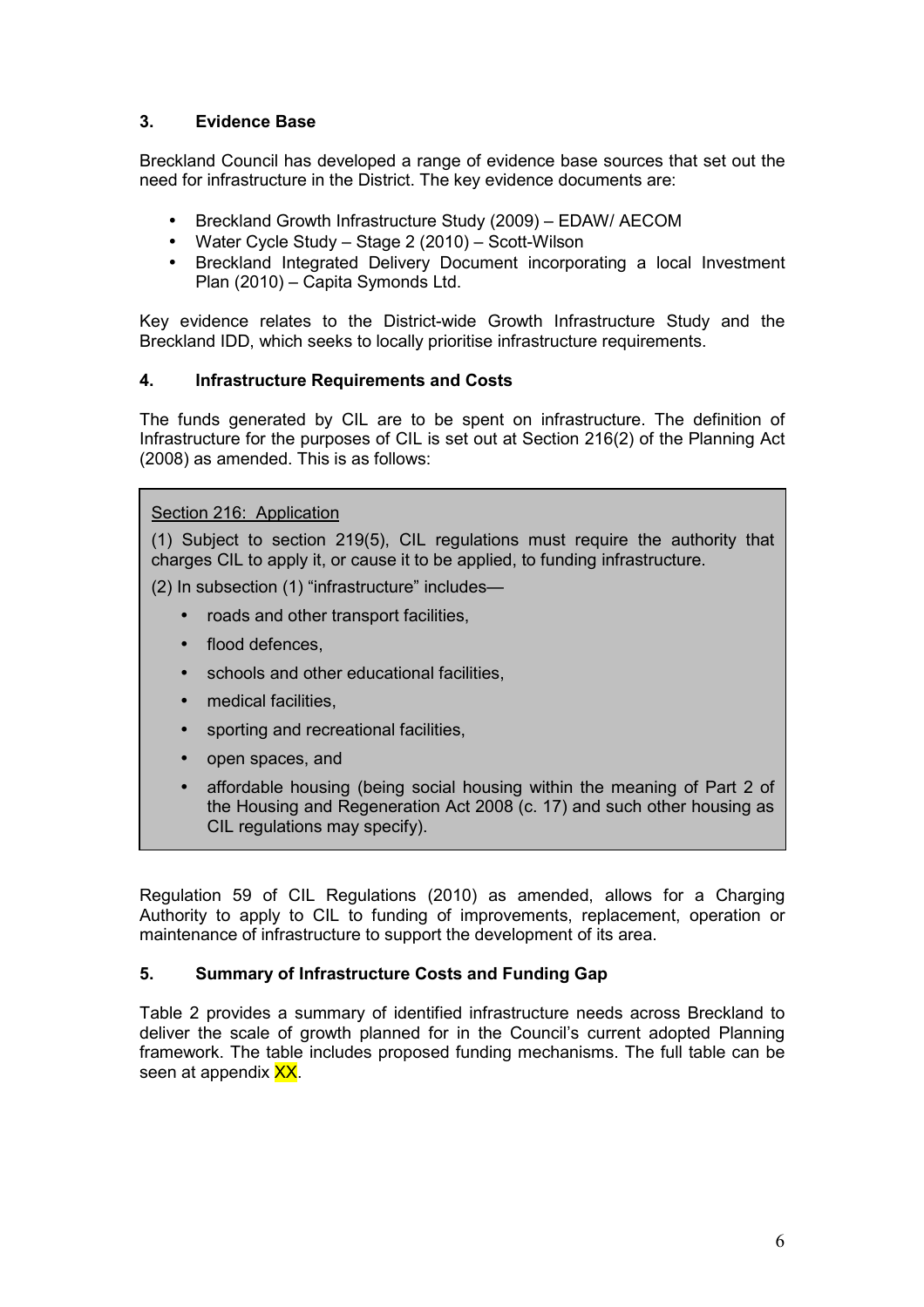## 3. Evidence Base

Breckland Council has developed a range of evidence base sources that set out the need for infrastructure in the District. The key evidence documents are:

- Breckland Growth Infrastructure Study (2009) – EDAW/ AECOM
- Water Cycle Study – Stage 2 (2010) – Scott-Wilson
- Breckland Integrated Delivery Document incorporating a local Investment Plan (2010) – Capita Symonds Ltd.

Key evidence relates to the District-wide Growth Infrastructure Study and the Breckland IDD, which seeks to locally prioritise infrastructure requirements.

## 4. Infrastructure Requirements and Costs

The funds generated by CIL are to be spent on infrastructure. The definition of Infrastructure for the purposes of CIL is set out at Section 216(2) of the Planning Act (2008) as amended. This is as follows:

> Section 216: Application
>
> (1) Subject to section 219(5), CIL regulations must require the authority that charges CIL to apply it, or cause it to be applied, to funding infrastructure.
>
> (2) In subsection (1) "infrastructure" includes—
>
> - roads and other transport facilities,
> - flood defences,
> - schools and other educational facilities,
> - medical facilities,
> - sporting and recreational facilities,
> - open spaces, and
> - affordable housing (being social housing within the meaning of Part 2 of the Housing and Regeneration Act 2008 (c. 17) and such other housing as CIL regulations may specify).

Regulation 59 of CIL Regulations (2010) as amended, allows for a Charging Authority to apply to CIL to funding of improvements, replacement, operation or maintenance of infrastructure to support the development of its area.

## 5. Summary of Infrastructure Costs and Funding Gap

Table 2 provides a summary of identified infrastructure needs across Breckland to deliver the scale of growth planned for in the Council's current adopted Planning framework. The table includes proposed funding mechanisms. The full table can be seen at appendix XX.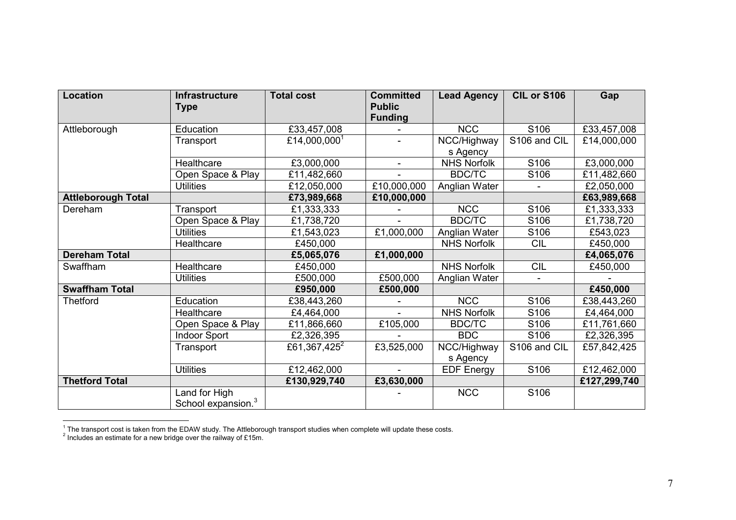| Location | Infrastructure Type | Total cost | Committed Public Funding | Lead Agency | CIL or S106 | Gap |
|---|---|---|---|---|---|---|
| Attleborough | Education | £33,457,008 | - | NCC | S106 | £33,457,008 |
| | Transport | £14,000,000[1] | - | NCC/Highways Agency | S106 and CIL | £14,000,000 |
| | Healthcare | £3,000,000 | - | NHS Norfolk | S106 | £3,000,000 |
| | Open Space & Play | £11,482,660 | - | BDC/TC | S106 | £11,482,660 |
| | Utilities | £12,050,000 | £10,000,000 | Anglian Water | - | £2,050,000 |
| **Attleborough Total** | | **£73,989,668** | **£10,000,000** | | | **£63,989,668** |
| Dereham | Transport | £1,333,333 | - | NCC | S106 | £1,333,333 |
| | Open Space & Play | £1,738,720 | - | BDC/TC | S106 | £1,738,720 |
| | Utilities | £1,543,023 | £1,000,000 | Anglian Water | S106 | £543,023 |
| | Healthcare | £450,000 | | NHS Norfolk | CIL | £450,000 |
| **Dereham Total** | | **£5,065,076** | **£1,000,000** | | | **£4,065,076** |
| Swaffham | Healthcare | £450,000 | | NHS Norfolk | CIL | £450,000 |
| | Utilities | £500,000 | £500,000 | Anglian Water | - | - |
| **Swaffham Total** | | **£950,000** | **£500,000** | | | **£450,000** |
| Thetford | Education | £38,443,260 | - | NCC | S106 | £38,443,260 |
| | Healthcare | £4,464,000 | - | NHS Norfolk | S106 | £4,464,000 |
| | Open Space & Play | £11,866,660 | £105,000 | BDC/TC | S106 | £11,761,660 |
| | Indoor Sport | £2,326,395 | - | BDC | S106 | £2,326,395 |
| | Transport | £61,367,425[2] | £3,525,000 | NCC/Highways Agency | S106 and CIL | £57,842,425 |
| | Utilities | £12,462,000 | - | EDF Energy | S106 | £12,462,000 |
| **Thetford Total** | | **£130,929,740** | **£3,630,000** | | | **£127,299,740** |
| | Land for High School expansion.[3] | | - | NCC | S106 | |

[1] The transport cost is taken from the EDAW study. The Attleborough transport studies when complete will update these costs.
[2] Includes an estimate for a new bridge over the railway of £15m.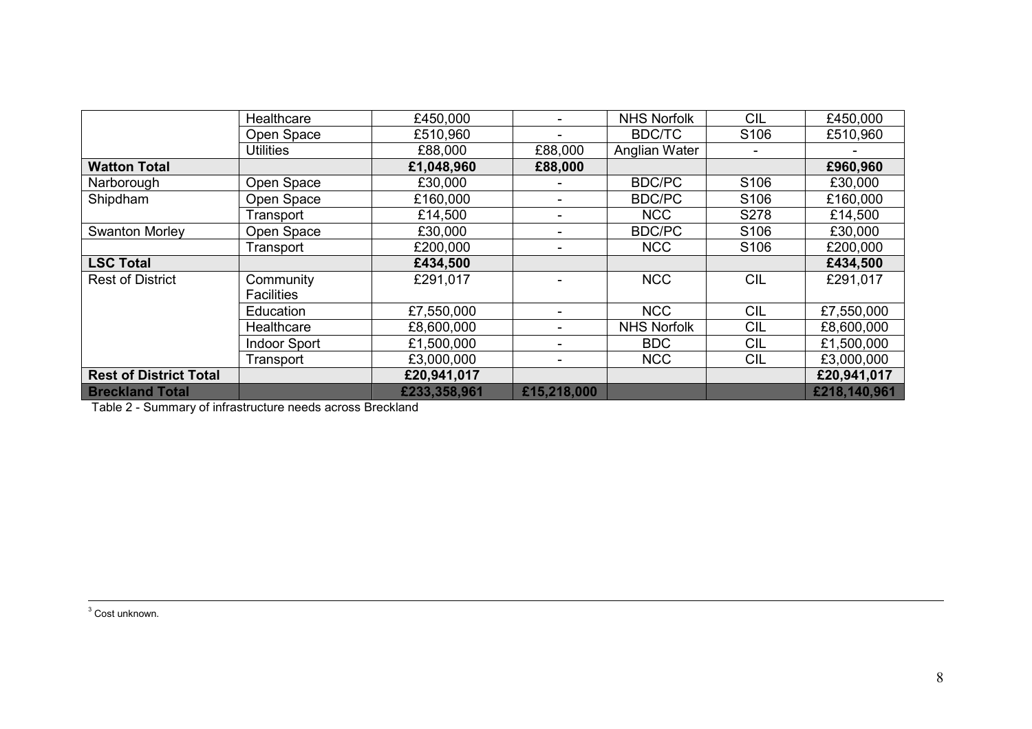| | | | | | | |
|---|---|---|---|---|---|---|
| | Healthcare | £450,000 | - | NHS Norfolk | CIL | £450,000 |
| | Open Space | £510,960 | - | BDC/TC | S106 | £510,960 |
| | Utilities | £88,000 | £88,000 | Anglian Water | - | - |
| **Watton Total** | | **£1,048,960** | **£88,000** | | | **£960,960** |
| Narborough | Open Space | £30,000 | - | BDC/PC | S106 | £30,000 |
| Shipdham | Open Space | £160,000 | - | BDC/PC | S106 | £160,000 |
| | Transport | £14,500 | - | NCC | S278 | £14,500 |
| Swanton Morley | Open Space | £30,000 | - | BDC/PC | S106 | £30,000 |
| | Transport | £200,000 | - | NCC | S106 | £200,000 |
| **LSC Total** | | **£434,500** | | | | **£434,500** |
| Rest of District | Community Facilities | £291,017 | - | NCC | CIL | £291,017 |
| | Education | £7,550,000 | - | NCC | CIL | £7,550,000 |
| | Healthcare | £8,600,000 | - | NHS Norfolk | CIL | £8,600,000 |
| | Indoor Sport | £1,500,000 | - | BDC | CIL | £1,500,000 |
| | Transport | £3,000,000 | - | NCC | CIL | £3,000,000 |
| **Rest of District Total** | | **£20,941,017** | | | | **£20,941,017** |
| **Breckland Total** | | **£233,358,961** | **£15,218,000** | | | **£218,140,961** |

Table 2 - Summary of infrastructure needs across Breckland

[3] Cost unknown.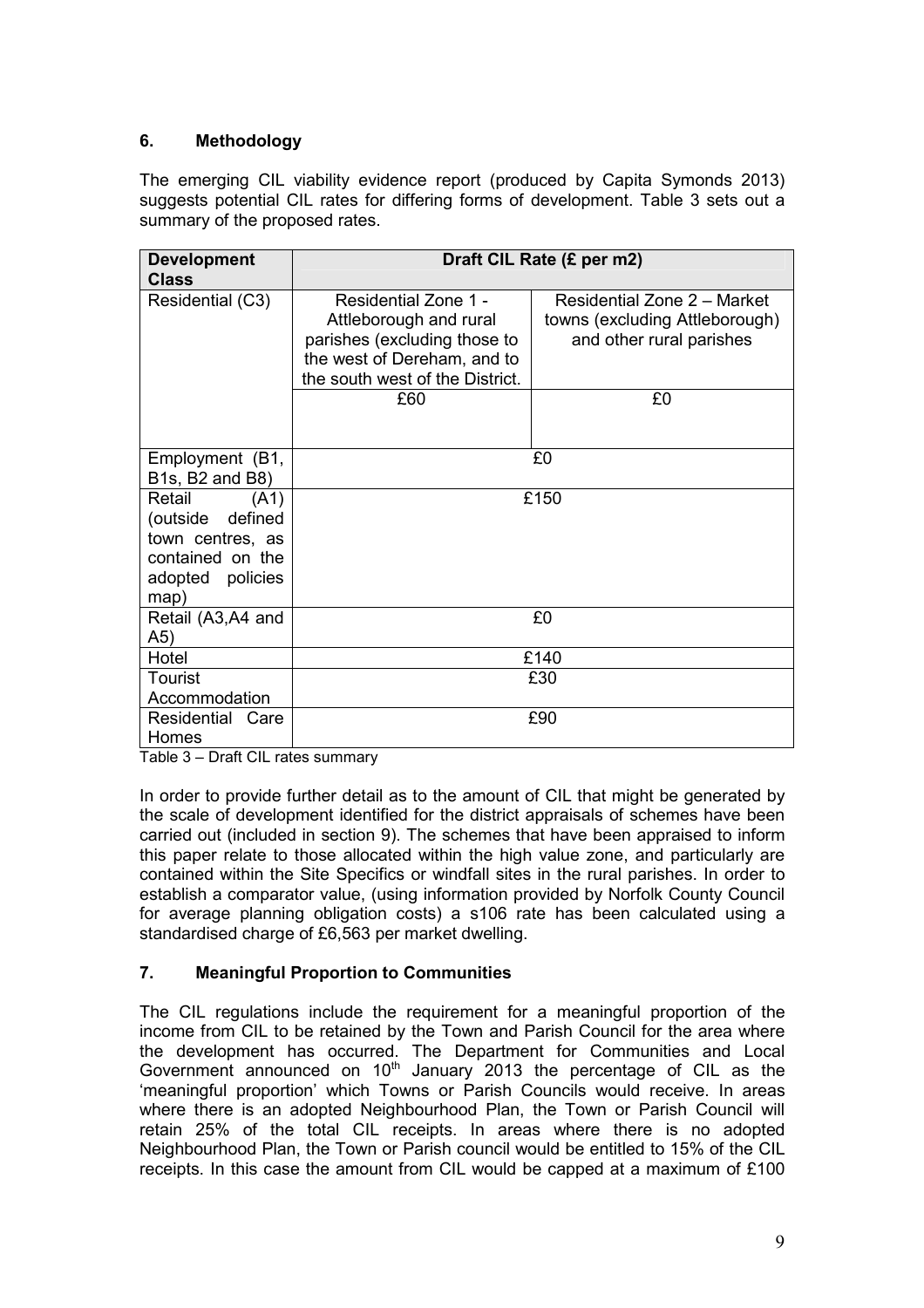## 6. Methodology

The emerging CIL viability evidence report (produced by Capita Symonds 2013) suggests potential CIL rates for differing forms of development. Table 3 sets out a summary of the proposed rates.

| Development Class | Draft CIL Rate (£ per m2) | |
|---|---|---|
| Residential (C3) | Residential Zone 1 - Attleborough and rural parishes (excluding those to the west of Dereham, and to the south west of the District. | Residential Zone 2 – Market towns (excluding Attleborough) and other rural parishes |
| | £60 | £0 |
| Employment (B1, B1s, B2 and B8) | £0 | |
| Retail (A1) (outside defined town centres, as contained on the adopted policies map) | £150 | |
| Retail (A3,A4 and A5) | £0 | |
| Hotel | £140 | |
| Tourist Accommodation | £30 | |
| Residential Care Homes | £90 | |

Table 3 – Draft CIL rates summary

In order to provide further detail as to the amount of CIL that might be generated by the scale of development identified for the district appraisals of schemes have been carried out (included in section 9). The schemes that have been appraised to inform this paper relate to those allocated within the high value zone, and particularly are contained within the Site Specifics or windfall sites in the rural parishes. In order to establish a comparator value, (using information provided by Norfolk County Council for average planning obligation costs) a s106 rate has been calculated using a standardised charge of £6,563 per market dwelling.

## 7. Meaningful Proportion to Communities

The CIL regulations include the requirement for a meaningful proportion of the income from CIL to be retained by the Town and Parish Council for the area where the development has occurred. The Department for Communities and Local Government announced on 10th January 2013 the percentage of CIL as the 'meaningful proportion' which Towns or Parish Councils would receive. In areas where there is an adopted Neighbourhood Plan, the Town or Parish Council will retain 25% of the total CIL receipts. In areas where there is no adopted Neighbourhood Plan, the Town or Parish council would be entitled to 15% of the CIL receipts. In this case the amount from CIL would be capped at a maximum of £100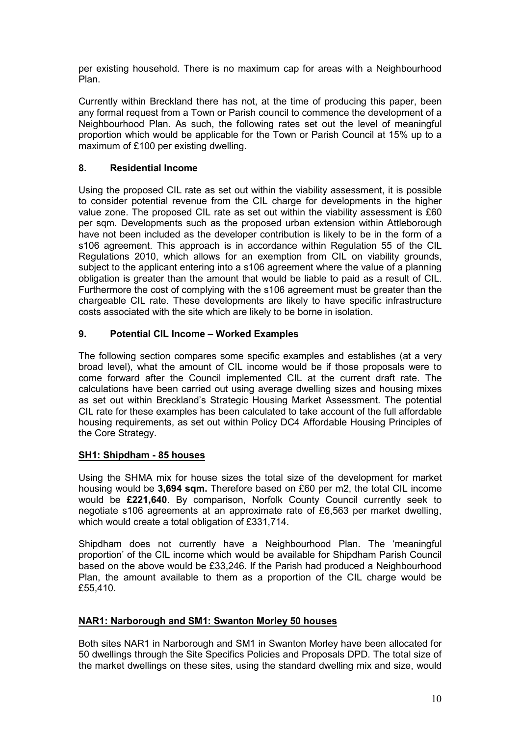per existing household. There is no maximum cap for areas with a Neighbourhood Plan.

Currently within Breckland there has not, at the time of producing this paper, been any formal request from a Town or Parish council to commence the development of a Neighbourhood Plan. As such, the following rates set out the level of meaningful proportion which would be applicable for the Town or Parish Council at 15% up to a maximum of £100 per existing dwelling.

## 8. Residential Income

Using the proposed CIL rate as set out within the viability assessment, it is possible to consider potential revenue from the CIL charge for developments in the higher value zone. The proposed CIL rate as set out within the viability assessment is £60 per sqm. Developments such as the proposed urban extension within Attleborough have not been included as the developer contribution is likely to be in the form of a s106 agreement. This approach is in accordance within Regulation 55 of the CIL Regulations 2010, which allows for an exemption from CIL on viability grounds, subject to the applicant entering into a s106 agreement where the value of a planning obligation is greater than the amount that would be liable to paid as a result of CIL. Furthermore the cost of complying with the s106 agreement must be greater than the chargeable CIL rate. These developments are likely to have specific infrastructure costs associated with the site which are likely to be borne in isolation.

## 9. Potential CIL Income – Worked Examples

The following section compares some specific examples and establishes (at a very broad level), what the amount of CIL income would be if those proposals were to come forward after the Council implemented CIL at the current draft rate. The calculations have been carried out using average dwelling sizes and housing mixes as set out within Breckland's Strategic Housing Market Assessment. The potential CIL rate for these examples has been calculated to take account of the full affordable housing requirements, as set out within Policy DC4 Affordable Housing Principles of the Core Strategy.

### SH1: Shipdham - 85 houses

Using the SHMA mix for house sizes the total size of the development for market housing would be **3,694 sqm.** Therefore based on £60 per m2, the total CIL income would be **£221,640**. By comparison, Norfolk County Council currently seek to negotiate s106 agreements at an approximate rate of £6,563 per market dwelling, which would create a total obligation of £331,714.

Shipdham does not currently have a Neighbourhood Plan. The 'meaningful proportion' of the CIL income which would be available for Shipdham Parish Council based on the above would be £33,246. If the Parish had produced a Neighbourhood Plan, the amount available to them as a proportion of the CIL charge would be £55,410.

### NAR1: Narborough and SM1: Swanton Morley 50 houses

Both sites NAR1 in Narborough and SM1 in Swanton Morley have been allocated for 50 dwellings through the Site Specifics Policies and Proposals DPD. The total size of the market dwellings on these sites, using the standard dwelling mix and size, would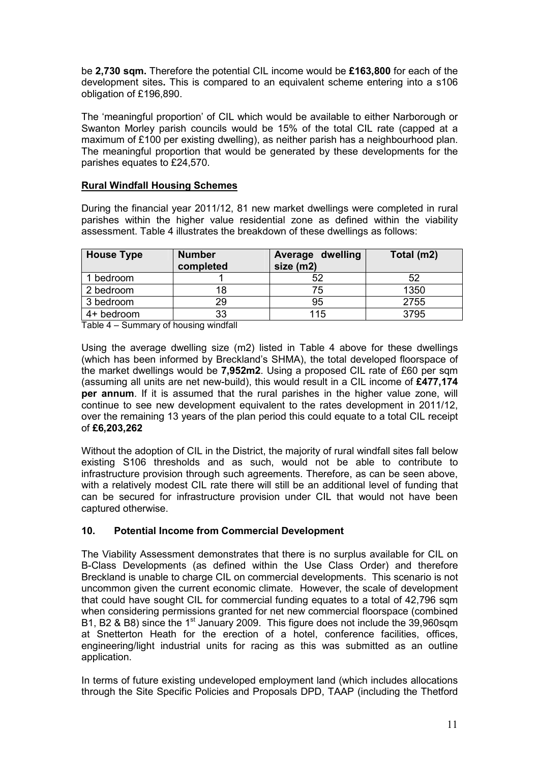be **2,730 sqm.** Therefore the potential CIL income would be **£163,800** for each of the development sites**.** This is compared to an equivalent scheme entering into a s106 obligation of £196,890.

The 'meaningful proportion' of CIL which would be available to either Narborough or Swanton Morley parish councils would be 15% of the total CIL rate (capped at a maximum of £100 per existing dwelling), as neither parish has a neighbourhood plan. The meaningful proportion that would be generated by these developments for the parishes equates to £24,570.

**Rural Windfall Housing Schemes**

During the financial year 2011/12, 81 new market dwellings were completed in rural parishes within the higher value residential zone as defined within the viability assessment. Table 4 illustrates the breakdown of these dwellings as follows:

| House Type | Number completed | Average dwelling size (m2) | Total (m2) |
|---|---|---|---|
| 1 bedroom | 1 | 52 | 52 |
| 2 bedroom | 18 | 75 | 1350 |
| 3 bedroom | 29 | 95 | 2755 |
| 4+ bedroom | 33 | 115 | 3795 |

Table 4 – Summary of housing windfall

Using the average dwelling size (m2) listed in Table 4 above for these dwellings (which has been informed by Breckland's SHMA), the total developed floorspace of the market dwellings would be **7,952m2**. Using a proposed CIL rate of £60 per sqm (assuming all units are net new-build), this would result in a CIL income of **£477,174 per annum**. If it is assumed that the rural parishes in the higher value zone, will continue to see new development equivalent to the rates development in 2011/12, over the remaining 13 years of the plan period this could equate to a total CIL receipt of **£6,203,262**

Without the adoption of CIL in the District, the majority of rural windfall sites fall below existing S106 thresholds and as such, would not be able to contribute to infrastructure provision through such agreements. Therefore, as can be seen above, with a relatively modest CIL rate there will still be an additional level of funding that can be secured for infrastructure provision under CIL that would not have been captured otherwise.

## 10. Potential Income from Commercial Development

The Viability Assessment demonstrates that there is no surplus available for CIL on B-Class Developments (as defined within the Use Class Order) and therefore Breckland is unable to charge CIL on commercial developments. This scenario is not uncommon given the current economic climate. However, the scale of development that could have sought CIL for commercial funding equates to a total of 42,796 sqm when considering permissions granted for net new commercial floorspace (combined B1, B2 & B8) since the 1st January 2009. This figure does not include the 39,960sqm at Snetterton Heath for the erection of a hotel, conference facilities, offices, engineering/light industrial units for racing as this was submitted as an outline application.

In terms of future existing undeveloped employment land (which includes allocations through the Site Specific Policies and Proposals DPD, TAAP (including the Thetford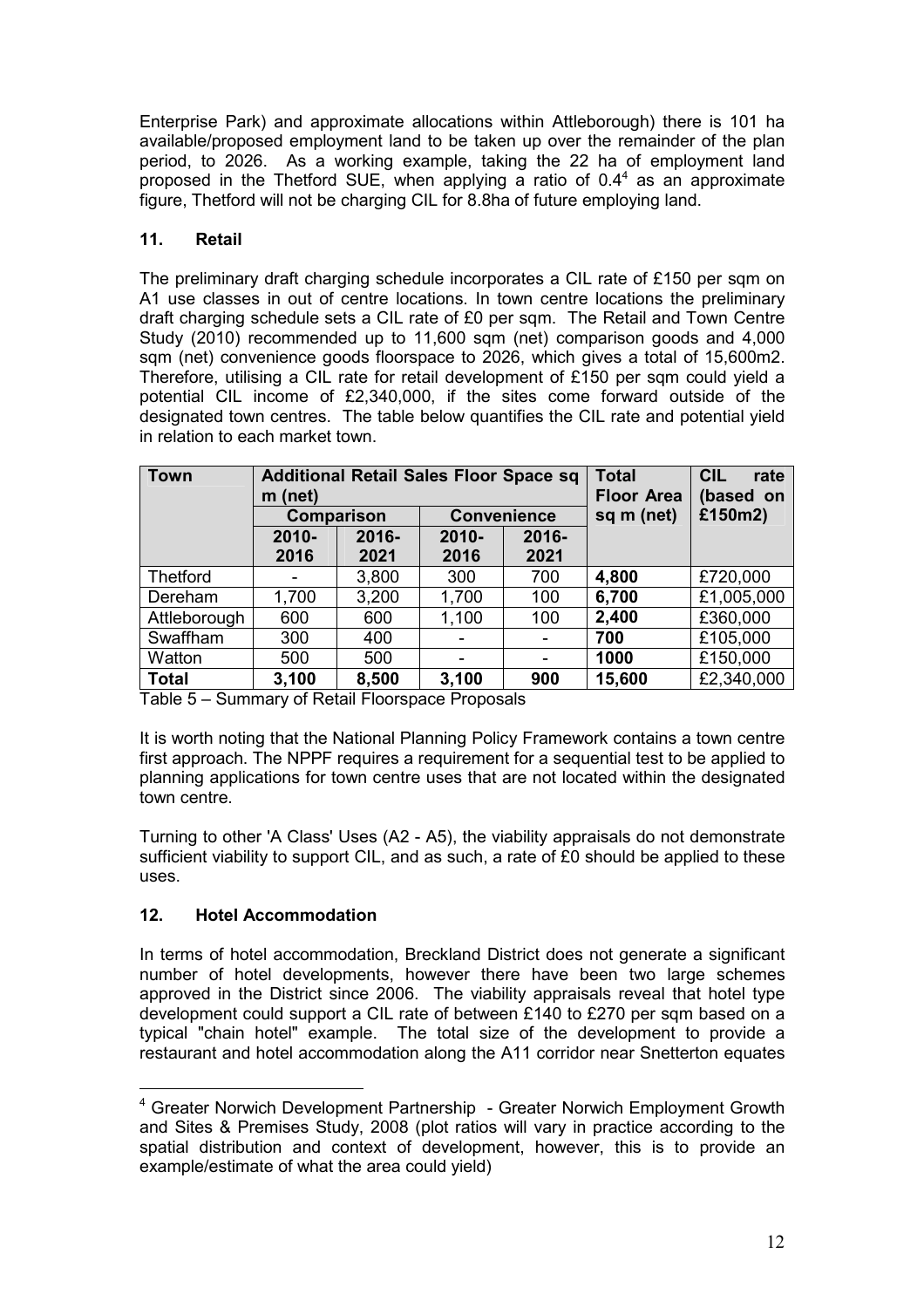Enterprise Park) and approximate allocations within Attleborough) there is 101 ha available/proposed employment land to be taken up over the remainder of the plan period, to 2026. As a working example, taking the 22 ha of employment land proposed in the Thetford SUE, when applying a ratio of 0.4[4] as an approximate figure, Thetford will not be charging CIL for 8.8ha of future employing land.

## 11. Retail

The preliminary draft charging schedule incorporates a CIL rate of £150 per sqm on A1 use classes in out of centre locations. In town centre locations the preliminary draft charging schedule sets a CIL rate of £0 per sqm. The Retail and Town Centre Study (2010) recommended up to 11,600 sqm (net) comparison goods and 4,000 sqm (net) convenience goods floorspace to 2026, which gives a total of 15,600m2. Therefore, utilising a CIL rate for retail development of £150 per sqm could yield a potential CIL income of £2,340,000, if the sites come forward outside of the designated town centres. The table below quantifies the CIL rate and potential yield in relation to each market town.

| Town | Additional Retail Sales Floor Space sq m (net) | | | | Total Floor Area sq m (net) | CIL rate (based on £150m2) |
|---|---|---|---|---|---|---|
| | Comparison | | Convenience | | | |
| | 2010-2016 | 2016-2021 | 2010-2016 | 2016-2021 | | |
| Thetford | - | 3,800 | 300 | 700 | **4,800** | £720,000 |
| Dereham | 1,700 | 3,200 | 1,700 | 100 | **6,700** | £1,005,000 |
| Attleborough | 600 | 600 | 1,100 | 100 | **2,400** | £360,000 |
| Swaffham | 300 | 400 | - | - | **700** | £105,000 |
| Watton | 500 | 500 | - | - | **1000** | £150,000 |
| **Total** | **3,100** | **8,500** | **3,100** | **900** | **15,600** | £2,340,000 |

Table 5 – Summary of Retail Floorspace Proposals

It is worth noting that the National Planning Policy Framework contains a town centre first approach. The NPPF requires a requirement for a sequential test to be applied to planning applications for town centre uses that are not located within the designated town centre.

Turning to other 'A Class' Uses (A2 - A5), the viability appraisals do not demonstrate sufficient viability to support CIL, and as such, a rate of £0 should be applied to these uses.

## 12. Hotel Accommodation

In terms of hotel accommodation, Breckland District does not generate a significant number of hotel developments, however there have been two large schemes approved in the District since 2006. The viability appraisals reveal that hotel type development could support a CIL rate of between £140 to £270 per sqm based on a typical "chain hotel" example. The total size of the development to provide a restaurant and hotel accommodation along the A11 corridor near Snetterton equates

---

[4] Greater Norwich Development Partnership - Greater Norwich Employment Growth and Sites & Premises Study, 2008 (plot ratios will vary in practice according to the spatial distribution and context of development, however, this is to provide an example/estimate of what the area could yield)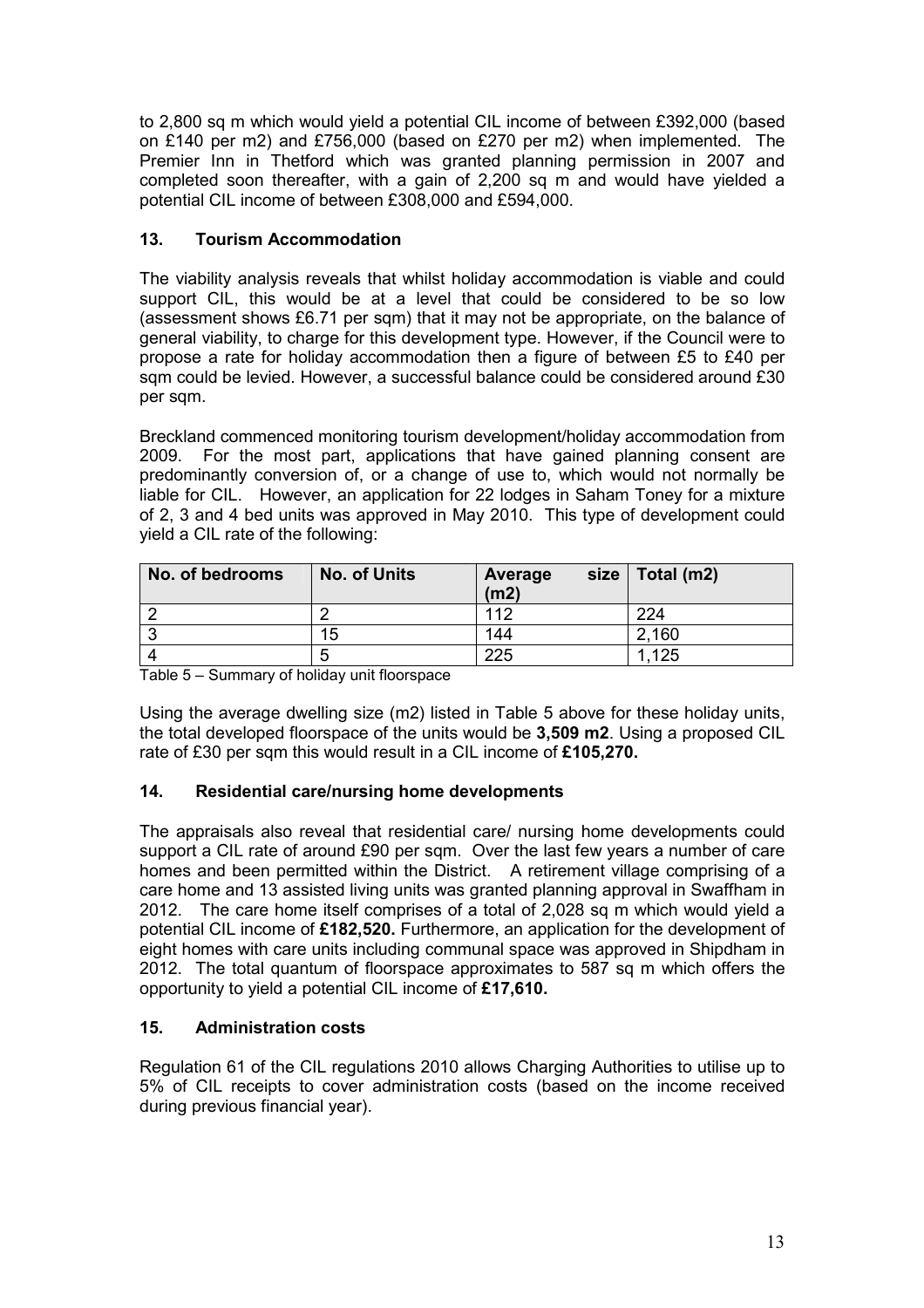to 2,800 sq m which would yield a potential CIL income of between £392,000 (based on £140 per m2) and £756,000 (based on £270 per m2) when implemented. The Premier Inn in Thetford which was granted planning permission in 2007 and completed soon thereafter, with a gain of 2,200 sq m and would have yielded a potential CIL income of between £308,000 and £594,000.

## 13. Tourism Accommodation

The viability analysis reveals that whilst holiday accommodation is viable and could support CIL, this would be at a level that could be considered to be so low (assessment shows £6.71 per sqm) that it may not be appropriate, on the balance of general viability, to charge for this development type. However, if the Council were to propose a rate for holiday accommodation then a figure of between £5 to £40 per sqm could be levied. However, a successful balance could be considered around £30 per sqm.

Breckland commenced monitoring tourism development/holiday accommodation from 2009. For the most part, applications that have gained planning consent are predominantly conversion of, or a change of use to, which would not normally be liable for CIL. However, an application for 22 lodges in Saham Toney for a mixture of 2, 3 and 4 bed units was approved in May 2010. This type of development could yield a CIL rate of the following:

| No. of bedrooms | No. of Units | Average size (m2) | Total (m2) |
| --- | --- | --- | --- |
| 2 | 2 | 112 | 224 |
| 3 | 15 | 144 | 2,160 |
| 4 | 5 | 225 | 1,125 |

Table 5 – Summary of holiday unit floorspace

Using the average dwelling size (m2) listed in Table 5 above for these holiday units, the total developed floorspace of the units would be **3,509 m2**. Using a proposed CIL rate of £30 per sqm this would result in a CIL income of **£105,270.**

## 14. Residential care/nursing home developments

The appraisals also reveal that residential care/ nursing home developments could support a CIL rate of around £90 per sqm. Over the last few years a number of care homes and been permitted within the District. A retirement village comprising of a care home and 13 assisted living units was granted planning approval in Swaffham in 2012. The care home itself comprises of a total of 2,028 sq m which would yield a potential CIL income of **£182,520.** Furthermore, an application for the development of eight homes with care units including communal space was approved in Shipdham in 2012. The total quantum of floorspace approximates to 587 sq m which offers the opportunity to yield a potential CIL income of **£17,610.**

## 15. Administration costs

Regulation 61 of the CIL regulations 2010 allows Charging Authorities to utilise up to 5% of CIL receipts to cover administration costs (based on the income received during previous financial year).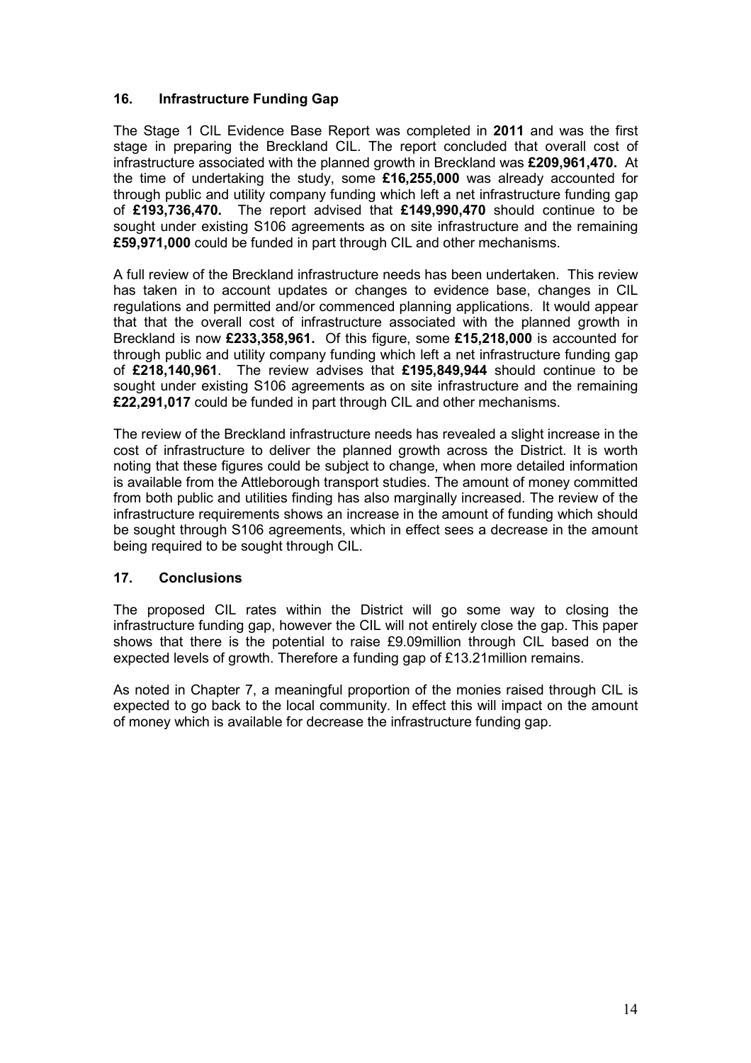## 16. Infrastructure Funding Gap

The Stage 1 CIL Evidence Base Report was completed in **2011** and was the first stage in preparing the Breckland CIL. The report concluded that overall cost of infrastructure associated with the planned growth in Breckland was **£209,961,470.** At the time of undertaking the study, some **£16,255,000** was already accounted for through public and utility company funding which left a net infrastructure funding gap of **£193,736,470.** The report advised that **£149,990,470** should continue to be sought under existing S106 agreements as on site infrastructure and the remaining **£59,971,000** could be funded in part through CIL and other mechanisms.

A full review of the Breckland infrastructure needs has been undertaken. This review has taken in to account updates or changes to evidence base, changes in CIL regulations and permitted and/or commenced planning applications. It would appear that that the overall cost of infrastructure associated with the planned growth in Breckland is now **£233,358,961.** Of this figure, some **£15,218,000** is accounted for through public and utility company funding which left a net infrastructure funding gap of **£218,140,961**. The review advises that **£195,849,944** should continue to be sought under existing S106 agreements as on site infrastructure and the remaining **£22,291,017** could be funded in part through CIL and other mechanisms.

The review of the Breckland infrastructure needs has revealed a slight increase in the cost of infrastructure to deliver the planned growth across the District. It is worth noting that these figures could be subject to change, when more detailed information is available from the Attleborough transport studies. The amount of money committed from both public and utilities finding has also marginally increased. The review of the infrastructure requirements shows an increase in the amount of funding which should be sought through S106 agreements, which in effect sees a decrease in the amount being required to be sought through CIL.

## 17. Conclusions

The proposed CIL rates within the District will go some way to closing the infrastructure funding gap, however the CIL will not entirely close the gap. This paper shows that there is the potential to raise £9.09million through CIL based on the expected levels of growth. Therefore a funding gap of £13.21million remains.

As noted in Chapter 7, a meaningful proportion of the monies raised through CIL is expected to go back to the local community. In effect this will impact on the amount of money which is available for decrease the infrastructure funding gap.